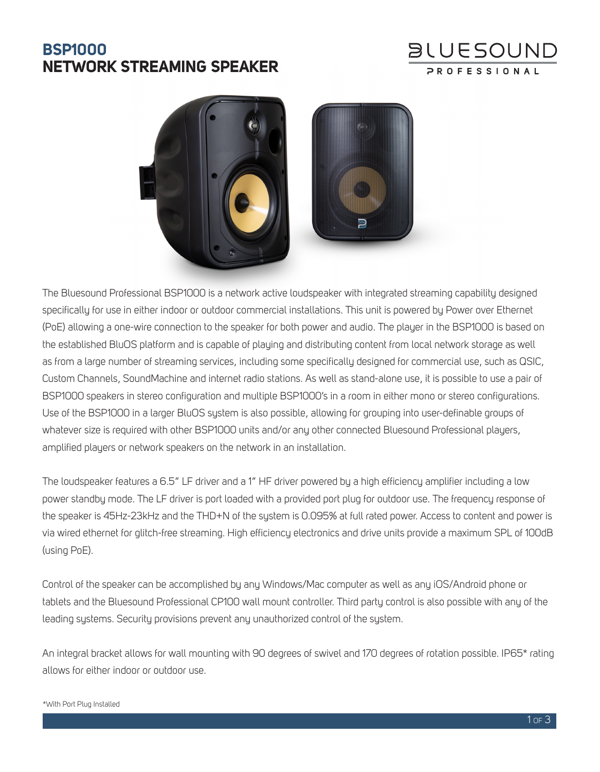# BSP1000
# NETWORK STREAMING SPEAKER

BLUESOUND PROFESSIONAL

The Bluesound Professional BSP1000 is a network active loudspeaker with integrated streaming capability designed specifically for use in either indoor or outdoor commercial installations. This unit is powered by Power over Ethernet (PoE) allowing a one-wire connection to the speaker for both power and audio. The player in the BSP1000 is based on the established BluOS platform and is capable of playing and distributing content from local network storage as well as from a large number of streaming services, including some specifically designed for commercial use, such as QSIC, Custom Channels, SoundMachine and internet radio stations. As well as stand-alone use, it is possible to use a pair of BSP1000 speakers in stereo configuration and multiple BSP1000's in a room in either mono or stereo configurations. Use of the BSP1000 in a larger BluOS system is also possible, allowing for grouping into user-definable groups of whatever size is required with other BSP1000 units and/or any other connected Bluesound Professional players, amplified players or network speakers on the network in an installation.

The loudspeaker features a 6.5" LF driver and a 1" HF driver powered by a high efficiency amplifier including a low power standby mode. The LF driver is port loaded with a provided port plug for outdoor use. The frequency response of the speaker is 45Hz-23kHz and the THD+N of the system is 0.095% at full rated power. Access to content and power is via wired ethernet for glitch-free streaming. High efficiency electronics and drive units provide a maximum SPL of 100dB (using PoE).

Control of the speaker can be accomplished by any Windows/Mac computer as well as any iOS/Android phone or tablets and the Bluesound Professional CP100 wall mount controller. Third party control is also possible with any of the leading systems. Security provisions prevent any unauthorized control of the system.

An integral bracket allows for wall mounting with 90 degrees of swivel and 170 degrees of rotation possible. IP65* rating allows for either indoor or outdoor use.

*With Port Plug Installed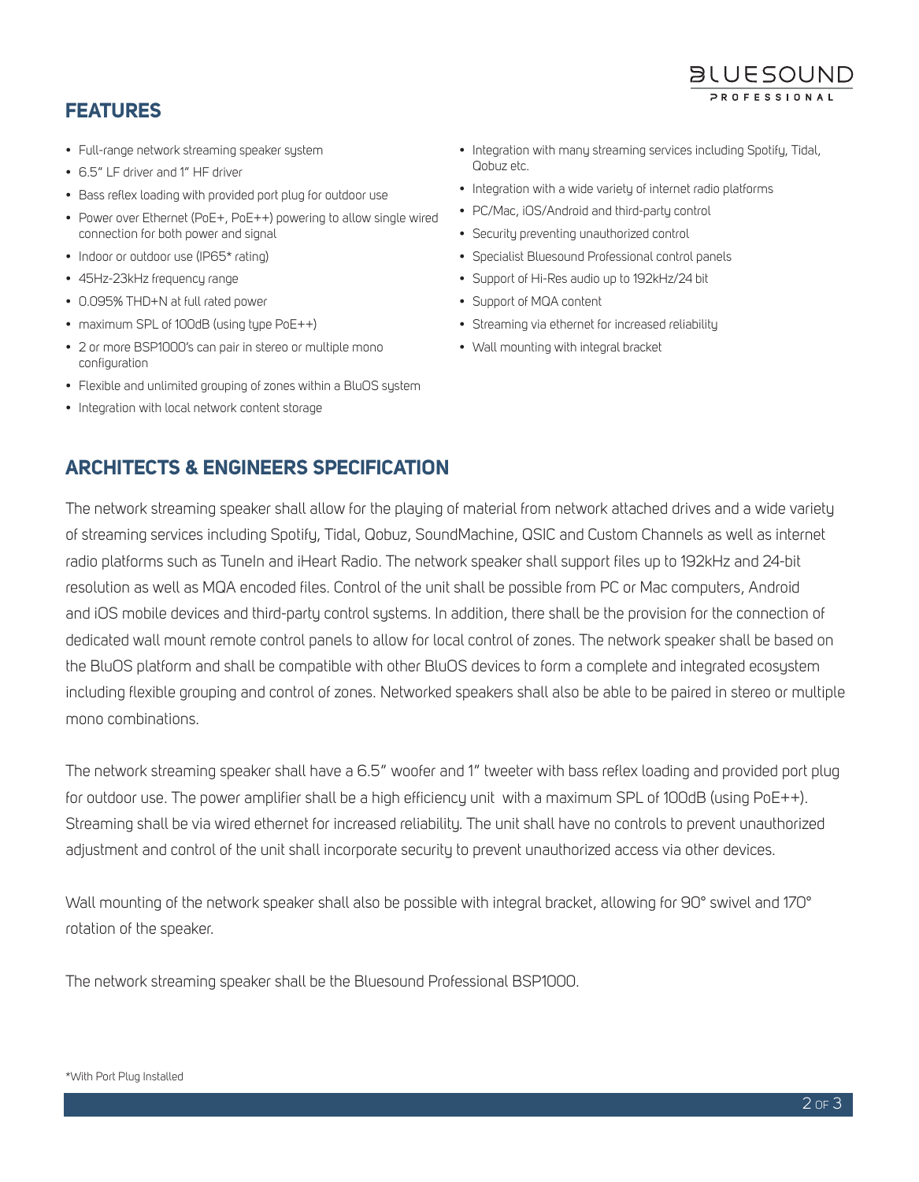## FEATURES

- Full-range network streaming speaker system
- 6.5" LF driver and 1" HF driver
- Bass reflex loading with provided port plug for outdoor use
- Power over Ethernet (PoE+, PoE++) powering to allow single wired connection for both power and signal
- Indoor or outdoor use (IP65* rating)
- 45Hz-23kHz frequency range
- 0.095% THD+N at full rated power
- maximum SPL of 100dB (using type PoE++)
- 2 or more BSP1000's can pair in stereo or multiple mono configuration
- Flexible and unlimited grouping of zones within a BluOS system
- Integration with local network content storage
- Integration with many streaming services including Spotify, Tidal, Qobuz etc.
- Integration with a wide variety of internet radio platforms
- PC/Mac, iOS/Android and third-party control
- Security preventing unauthorized control
- Specialist Bluesound Professional control panels
- Support of Hi-Res audio up to 192kHz/24 bit
- Support of MQA content
- Streaming via ethernet for increased reliability
- Wall mounting with integral bracket

## ARCHITECTS & ENGINEERS SPECIFICATION

The network streaming speaker shall allow for the playing of material from network attached drives and a wide variety of streaming services including Spotify, Tidal, Qobuz, SoundMachine, QSIC and Custom Channels as well as internet radio platforms such as TuneIn and iHeart Radio. The network speaker shall support files up to 192kHz and 24-bit resolution as well as MQA encoded files. Control of the unit shall be possible from PC or Mac computers, Android and iOS mobile devices and third-party control systems. In addition, there shall be the provision for the connection of dedicated wall mount remote control panels to allow for local control of zones. The network speaker shall be based on the BluOS platform and shall be compatible with other BluOS devices to form a complete and integrated ecosystem including flexible grouping and control of zones. Networked speakers shall also be able to be paired in stereo or multiple mono combinations.

The network streaming speaker shall have a 6.5" woofer and 1" tweeter with bass reflex loading and provided port plug for outdoor use. The power amplifier shall be a high efficiency unit with a maximum SPL of 100dB (using PoE++). Streaming shall be via wired ethernet for increased reliability. The unit shall have no controls to prevent unauthorized adjustment and control of the unit shall incorporate security to prevent unauthorized access via other devices.

Wall mounting of the network speaker shall also be possible with integral bracket, allowing for 90° swivel and 170° rotation of the speaker.

The network streaming speaker shall be the Bluesound Professional BSP1000.

*With Port Plug Installed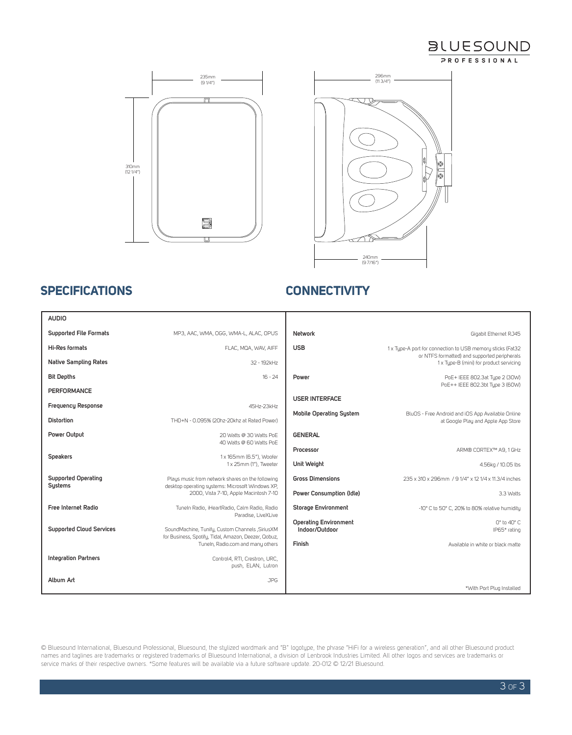BLUESOUND PROFESSIONAL

235mm
(9 1/4")

310mm
(12 1/4")

296mm
(11 3/4")

240mm
(9 7/16")

## SPECIFICATIONS

| | |
|---|---|
| **AUDIO** | |
| **Supported File Formats** | MP3, AAC, WMA, OGG, WMA-L, ALAC, OPUS |
| **Hi-Res formats** | FLAC, MQA, WAV, AIFF |
| **Native Sampling Rates** | 32 - 192kHz |
| **Bit Depths** | 16 - 24 |
| **PERFORMANCE** | |
| **Frequency Response** | 45Hz-23kHz |
| **Distortion** | THD+N - 0.095% (20hz-20khz at Rated Power) |
| **Power Output** | 20 Watts @ 30 Watts PoE<br>40 Watts @ 60 Watts PoE |
| **Speakers** | 1 x 165mm (6.5"), Woofer<br>1 x 25mm (1"), Tweeter |
| **Supported Operating Systems** | Plays music from network shares on the following desktop operating systems: Microsoft Windows XP, 2000, Vista 7-10, Apple Macintosh 7-10 |
| **Free Internet Radio** | TuneIn Radio, iHeartRadio, Calm Radio, Radio Paradise, LiveXLive |
| **Supported Cloud Services** | SoundMachine, Tunify, Custom Channels ,SiriusXM for Business, Spotify, Tidal, Amazon, Deezer, Qobuz, TuneIn, Radio.com and many others |
| **Integration Partners** | Control4, RTI, Crestron, URC, push, ELAN, Lutron |
| **Album Art** | JPG |

## CONNECTIVITY

| | |
|---|---|
| **Network** | Gigabit Ethernet RJ45 |
| **USB** | 1 x Type-A port for connection to USB memory sticks (Fat32 or NTFS formatted) and supported peripherals<br>1 x Type-B (mini) for product servicing |
| **Power** | PoE+ IEEE 802.3at Type 2 (30W)<br>PoE++ IEEE 802.3bt Type 3 (60W) |
| **USER INTERFACE** | |
| **Mobile Operating System** | BluOS - Free Android and iOS App Available Online at Google Play and Apple App Store |
| **GENERAL** | |
| **Processor** | ARM® CORTEX™ A9, 1 GHz |
| **Unit Weight** | 4.56kg / 10.05 lbs |
| **Gross Dimensions** | 235 x 310 x 296mm / 9 1/4" x 12 1/4 x 11.3/4 inches |
| **Power Consumption (Idle)** | 3.3 Watts |
| **Storage Environment** | -10° C to 50° C, 20% to 80% relative humidity |
| **Operating Environment Indoor/Outdoor** | 0° to 40° C<br>IP65* rating |
| **Finish** | Available in white or black matte |

*With Port Plug Installed

© Bluesound International, Bluesound Professional, Bluesound, the stylized wordmark and "B" logotype, the phrase "HiFi for a wireless generation", and all other Bluesound product names and taglines are trademarks or registered trademarks of Bluesound International, a division of Lenbrook Industries Limited. All other logos and services are trademarks or service marks of their respective owners. *Some features will be available via a future software update. 20-012 © 12/21 Bluesound.